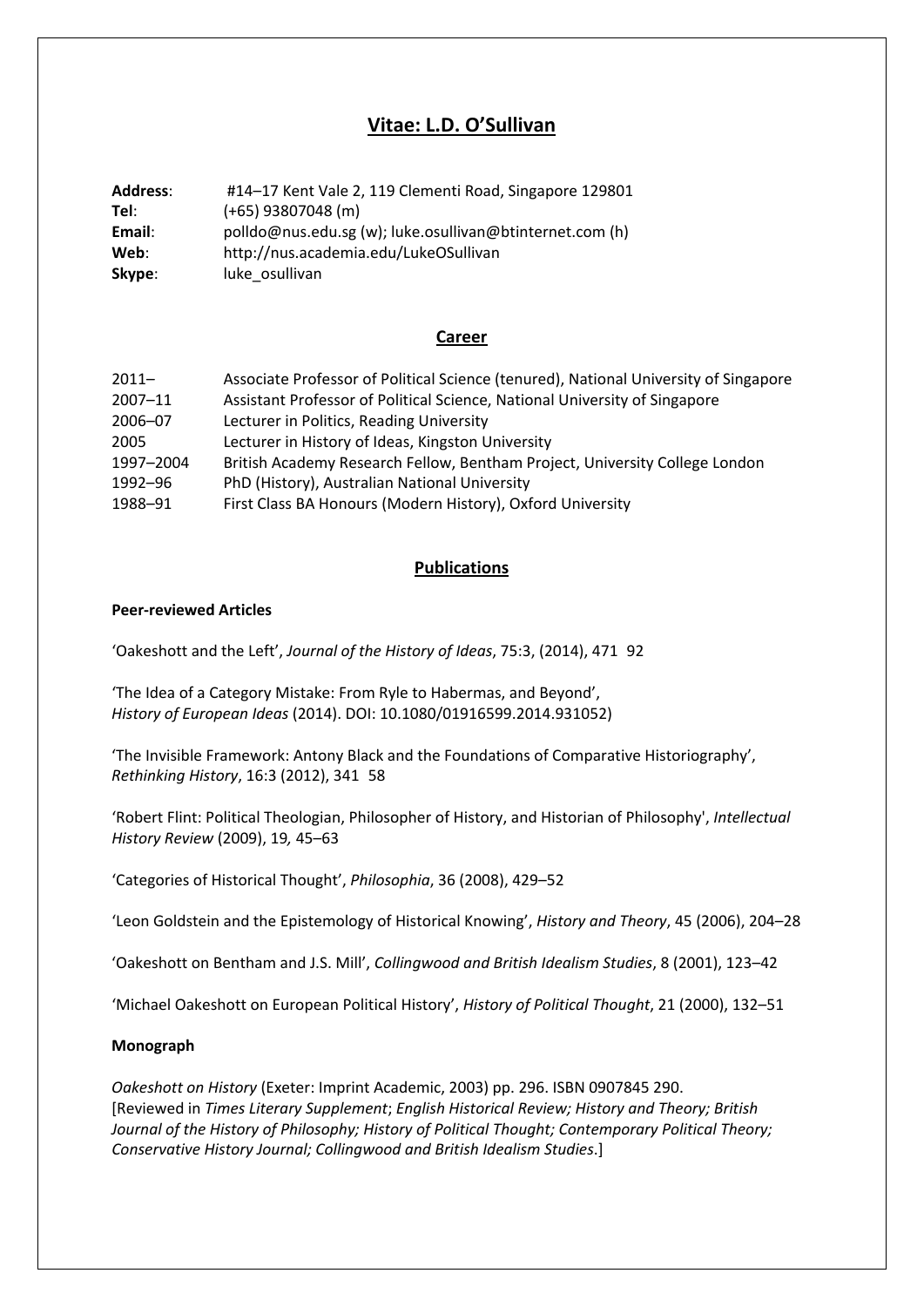# Vitae: L.D. O'Sullivan

**Address**: #14–17 Kent Vale 2, 119 Clementi Road, Singapore 129801
**Tel**: (+65) 93807048 (m)
**Email**: polldo@nus.edu.sg (w); luke.osullivan@btinternet.com (h)
**Web**: http://nus.academia.edu/LukeOSullivan
**Skype**: luke_osullivan

## Career

| | |
|---|---|
| 2011– | Associate Professor of Political Science (tenured), National University of Singapore |
| 2007–11 | Assistant Professor of Political Science, National University of Singapore |
| 2006–07 | Lecturer in Politics, Reading University |
| 2005 | Lecturer in History of Ideas, Kingston University |
| 1997–2004 | British Academy Research Fellow, Bentham Project, University College London |
| 1992–96 | PhD (History), Australian National University |
| 1988–91 | First Class BA Honours (Modern History), Oxford University |

## Publications

**Peer-reviewed Articles**

'Oakeshott and the Left', *Journal of the History of Ideas*, 75:3, (2014), 471 92

'The Idea of a Category Mistake: From Ryle to Habermas, and Beyond', *History of European Ideas* (2014). DOI: 10.1080/01916599.2014.931052)

'The Invisible Framework: Antony Black and the Foundations of Comparative Historiography', *Rethinking History*, 16:3 (2012), 341 58

'Robert Flint: Political Theologian, Philosopher of History, and Historian of Philosophy', *Intellectual History Review* (2009), 19*,* 45–63

'Categories of Historical Thought', *Philosophia*, 36 (2008), 429–52

'Leon Goldstein and the Epistemology of Historical Knowing', *History and Theory*, 45 (2006), 204–28

'Oakeshott on Bentham and J.S. Mill', *Collingwood and British Idealism Studies*, 8 (2001), 123–42

'Michael Oakeshott on European Political History', *History of Political Thought*, 21 (2000), 132–51

**Monograph**

*Oakeshott on History* (Exeter: Imprint Academic, 2003) pp. 296. ISBN 0907845 290.
[Reviewed in *Times Literary Supplement*; *English Historical Review; History and Theory; British Journal of the History of Philosophy; History of Political Thought; Contemporary Political Theory; Conservative History Journal; Collingwood and British Idealism Studies*.]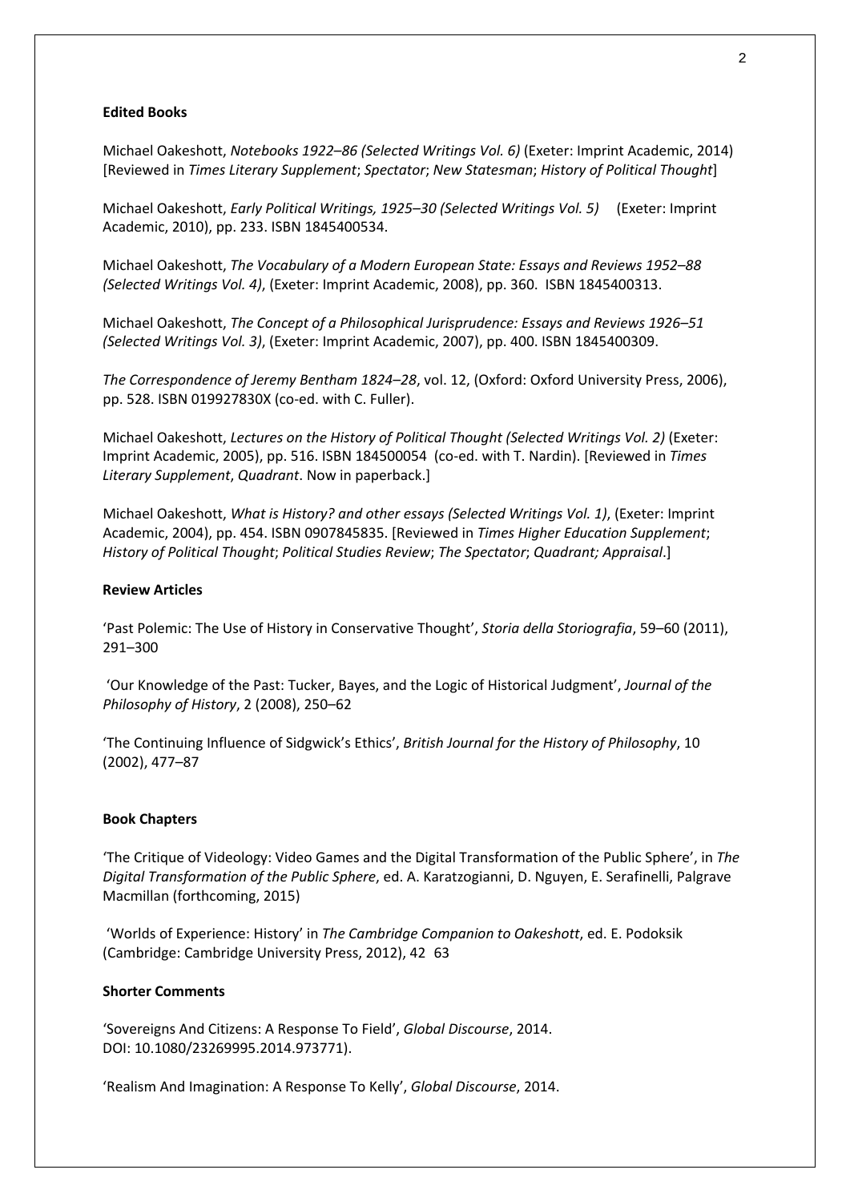**Edited Books**

Michael Oakeshott, *Notebooks 1922–86 (Selected Writings Vol. 6)* (Exeter: Imprint Academic, 2014) [Reviewed in *Times Literary Supplement*; *Spectator*; *New Statesman*; *History of Political Thought*]

Michael Oakeshott, *Early Political Writings, 1925–30 (Selected Writings Vol. 5)* (Exeter: Imprint Academic, 2010), pp. 233. ISBN 1845400534.

Michael Oakeshott, *The Vocabulary of a Modern European State: Essays and Reviews 1952–88 (Selected Writings Vol. 4)*, (Exeter: Imprint Academic, 2008), pp. 360. ISBN 1845400313.

Michael Oakeshott, *The Concept of a Philosophical Jurisprudence: Essays and Reviews 1926–51 (Selected Writings Vol. 3)*, (Exeter: Imprint Academic, 2007), pp. 400. ISBN 1845400309.

*The Correspondence of Jeremy Bentham 1824–28*, vol. 12, (Oxford: Oxford University Press, 2006), pp. 528. ISBN 019927830X (co-ed. with C. Fuller).

Michael Oakeshott, *Lectures on the History of Political Thought (Selected Writings Vol. 2)* (Exeter: Imprint Academic, 2005), pp. 516. ISBN 184500054 (co-ed. with T. Nardin). [Reviewed in *Times Literary Supplement*, *Quadrant*. Now in paperback.]

Michael Oakeshott, *What is History? and other essays (Selected Writings Vol. 1)*, (Exeter: Imprint Academic, 2004), pp. 454. ISBN 0907845835. [Reviewed in *Times Higher Education Supplement*; *History of Political Thought*; *Political Studies Review*; *The Spectator*; *Quadrant; Appraisal*.]

**Review Articles**

'Past Polemic: The Use of History in Conservative Thought', *Storia della Storiografia*, 59–60 (2011), 291–300

'Our Knowledge of the Past: Tucker, Bayes, and the Logic of Historical Judgment', *Journal of the Philosophy of History*, 2 (2008), 250–62

'The Continuing Influence of Sidgwick's Ethics', *British Journal for the History of Philosophy*, 10 (2002), 477–87

**Book Chapters**

'The Critique of Videology: Video Games and the Digital Transformation of the Public Sphere', in *The Digital Transformation of the Public Sphere*, ed. A. Karatzogianni, D. Nguyen, E. Serafinelli, Palgrave Macmillan (forthcoming, 2015)

'Worlds of Experience: History' in *The Cambridge Companion to Oakeshott*, ed. E. Podoksik (Cambridge: Cambridge University Press, 2012), 42 63

**Shorter Comments**

'Sovereigns And Citizens: A Response To Field', *Global Discourse*, 2014. DOI: 10.1080/23269995.2014.973771).

'Realism And Imagination: A Response To Kelly', *Global Discourse*, 2014.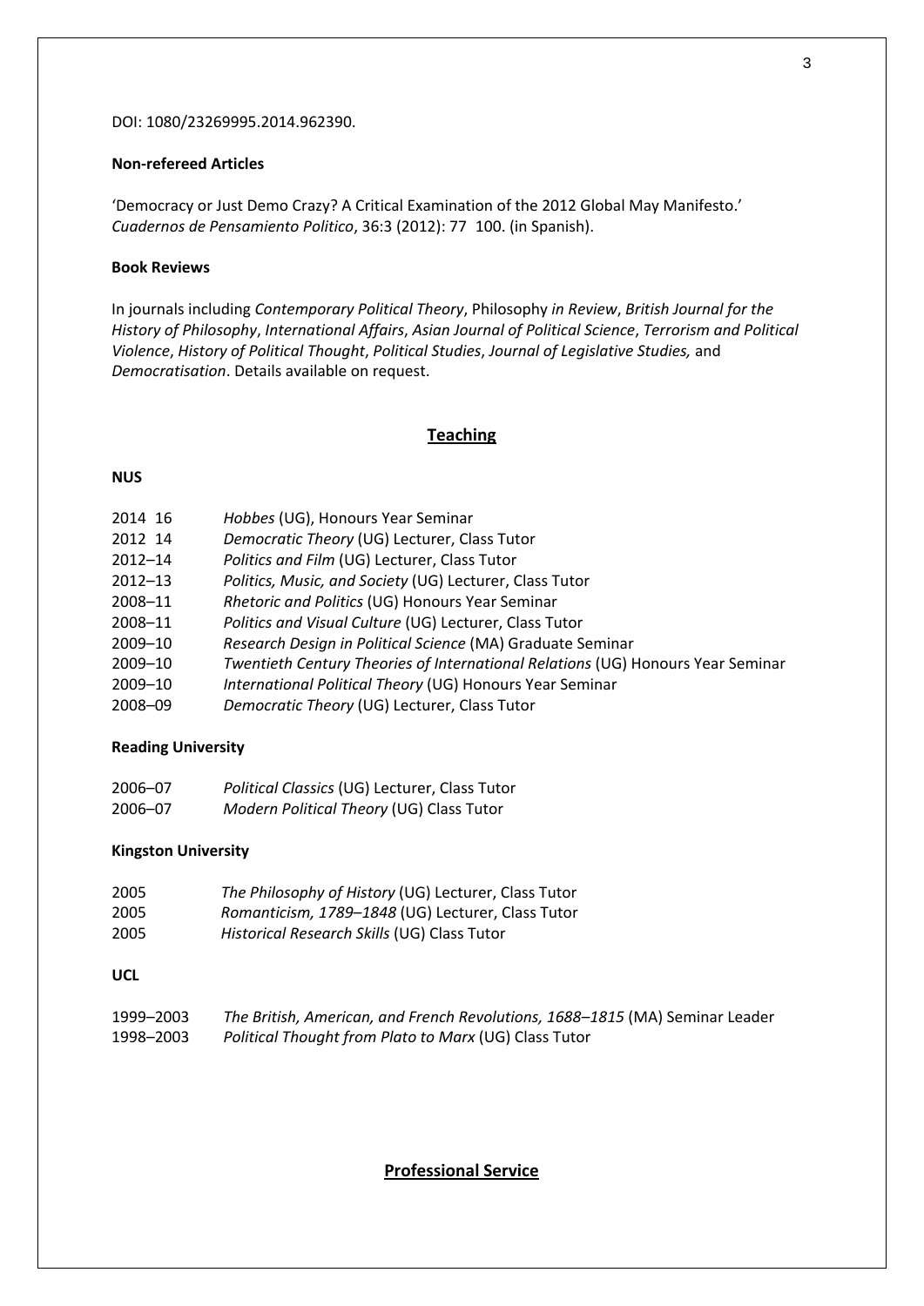DOI: 1080/23269995.2014.962390.

**Non-refereed Articles**

'Democracy or Just Demo Crazy? A Critical Examination of the 2012 Global May Manifesto.' *Cuadernos de Pensamiento Politico*, 36:3 (2012): 77 100. (in Spanish).

**Book Reviews**

In journals including *Contemporary Political Theory*, Philosophy *in Review*, *British Journal for the History of Philosophy*, *International Affairs*, *Asian Journal of Political Science*, *Terrorism and Political Violence*, *History of Political Thought*, *Political Studies*, *Journal of Legislative Studies,* and *Democratisation*. Details available on request.

## Teaching

**NUS**

2014 16 *Hobbes* (UG), Honours Year Seminar
2012 14 *Democratic Theory* (UG) Lecturer, Class Tutor
2012–14 *Politics and Film* (UG) Lecturer, Class Tutor
2012–13 *Politics, Music, and Society* (UG) Lecturer, Class Tutor
2008–11 *Rhetoric and Politics* (UG) Honours Year Seminar
2008–11 *Politics and Visual Culture* (UG) Lecturer, Class Tutor
2009–10 *Research Design in Political Science* (MA) Graduate Seminar
2009–10 *Twentieth Century Theories of International Relations* (UG) Honours Year Seminar
2009–10 *International Political Theory* (UG) Honours Year Seminar
2008–09 *Democratic Theory* (UG) Lecturer, Class Tutor

**Reading University**

2006–07 *Political Classics* (UG) Lecturer, Class Tutor
2006–07 *Modern Political Theory* (UG) Class Tutor

**Kingston University**

2005 *The Philosophy of History* (UG) Lecturer, Class Tutor
2005 *Romanticism, 1789–1848* (UG) Lecturer, Class Tutor
2005 *Historical Research Skills* (UG) Class Tutor

**UCL**

1999–2003 *The British, American, and French Revolutions, 1688–1815* (MA) Seminar Leader
1998–2003 *Political Thought from Plato to Marx* (UG) Class Tutor

## Professional Service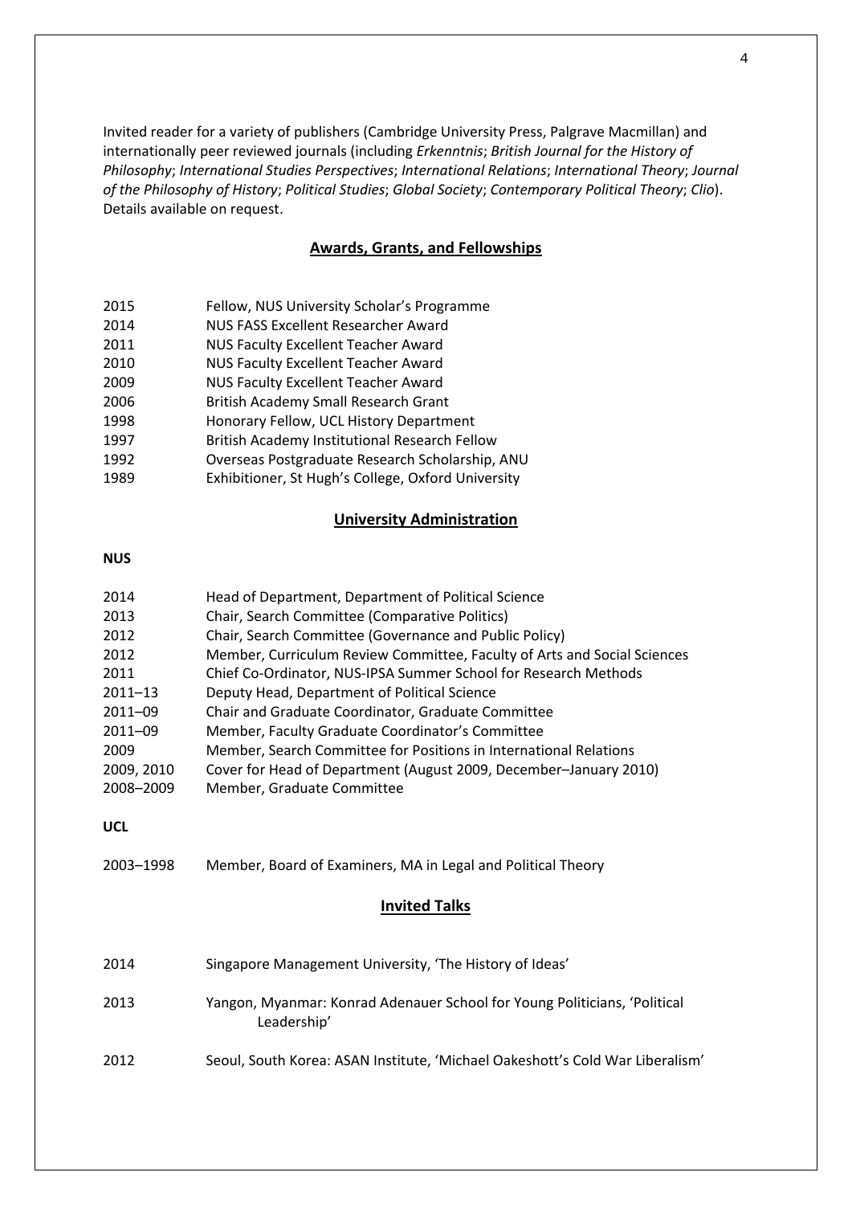Invited reader for a variety of publishers (Cambridge University Press, Palgrave Macmillan) and internationally peer reviewed journals (including *Erkenntnis*; *British Journal for the History of Philosophy*; *International Studies Perspectives*; *International Relations*; *International Theory*; *Journal of the Philosophy of History*; *Political Studies*; *Global Society*; *Contemporary Political Theory*; *Clio*). Details available on request.

## Awards, Grants, and Fellowships

| | |
|---|---|
| 2015 | Fellow, NUS University Scholar's Programme |
| 2014 | NUS FASS Excellent Researcher Award |
| 2011 | NUS Faculty Excellent Teacher Award |
| 2010 | NUS Faculty Excellent Teacher Award |
| 2009 | NUS Faculty Excellent Teacher Award |
| 2006 | British Academy Small Research Grant |
| 1998 | Honorary Fellow, UCL History Department |
| 1997 | British Academy Institutional Research Fellow |
| 1992 | Overseas Postgraduate Research Scholarship, ANU |
| 1989 | Exhibitioner, St Hugh's College, Oxford University |

## University Administration

**NUS**

| | |
|---|---|
| 2014 | Head of Department, Department of Political Science |
| 2013 | Chair, Search Committee (Comparative Politics) |
| 2012 | Chair, Search Committee (Governance and Public Policy) |
| 2012 | Member, Curriculum Review Committee, Faculty of Arts and Social Sciences |
| 2011 | Chief Co-Ordinator, NUS-IPSA Summer School for Research Methods |
| 2011–13 | Deputy Head, Department of Political Science |
| 2011–09 | Chair and Graduate Coordinator, Graduate Committee |
| 2011–09 | Member, Faculty Graduate Coordinator's Committee |
| 2009 | Member, Search Committee for Positions in International Relations |
| 2009, 2010 | Cover for Head of Department (August 2009, December–January 2010) |
| 2008–2009 | Member, Graduate Committee |

**UCL**

| | |
|---|---|
| 2003–1998 | Member, Board of Examiners, MA in Legal and Political Theory |

## Invited Talks

| | |
|---|---|
| 2014 | Singapore Management University, 'The History of Ideas' |
| 2013 | Yangon, Myanmar: Konrad Adenauer School for Young Politicians, 'Political Leadership' |
| 2012 | Seoul, South Korea: ASAN Institute, 'Michael Oakeshott's Cold War Liberalism' |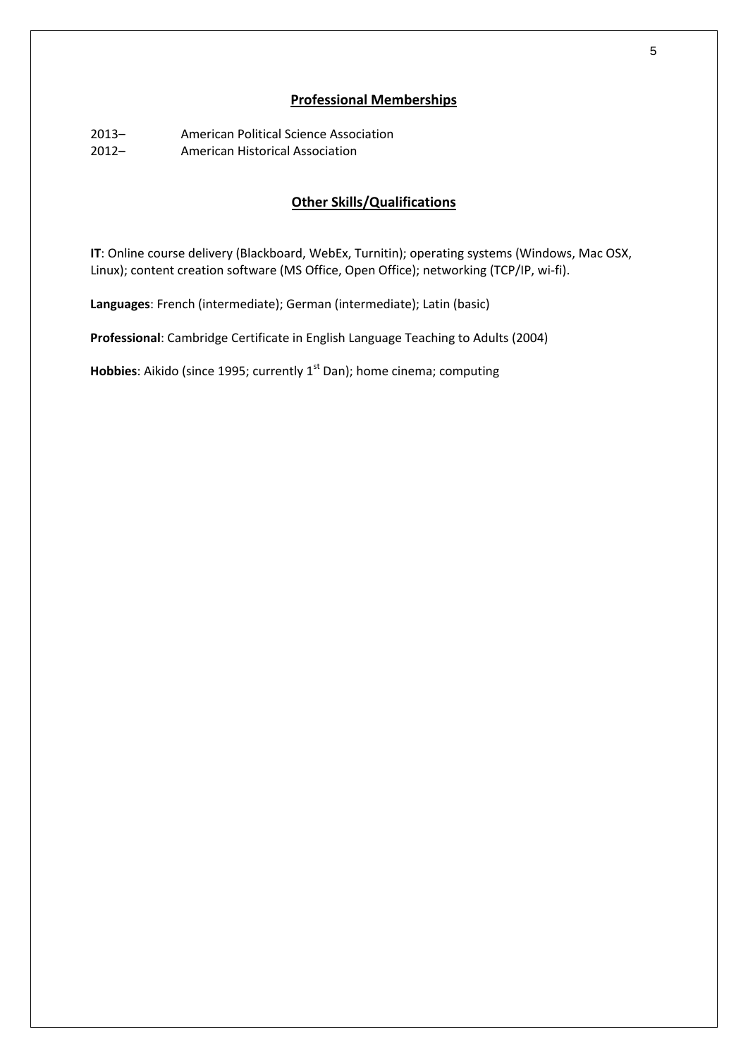## Professional Memberships

2013– American Political Science Association
2012– American Historical Association

## Other Skills/Qualifications

**IT**: Online course delivery (Blackboard, WebEx, Turnitin); operating systems (Windows, Mac OSX, Linux); content creation software (MS Office, Open Office); networking (TCP/IP, wi-fi).

**Languages**: French (intermediate); German (intermediate); Latin (basic)

**Professional**: Cambridge Certificate in English Language Teaching to Adults (2004)

**Hobbies**: Aikido (since 1995; currently 1st Dan); home cinema; computing